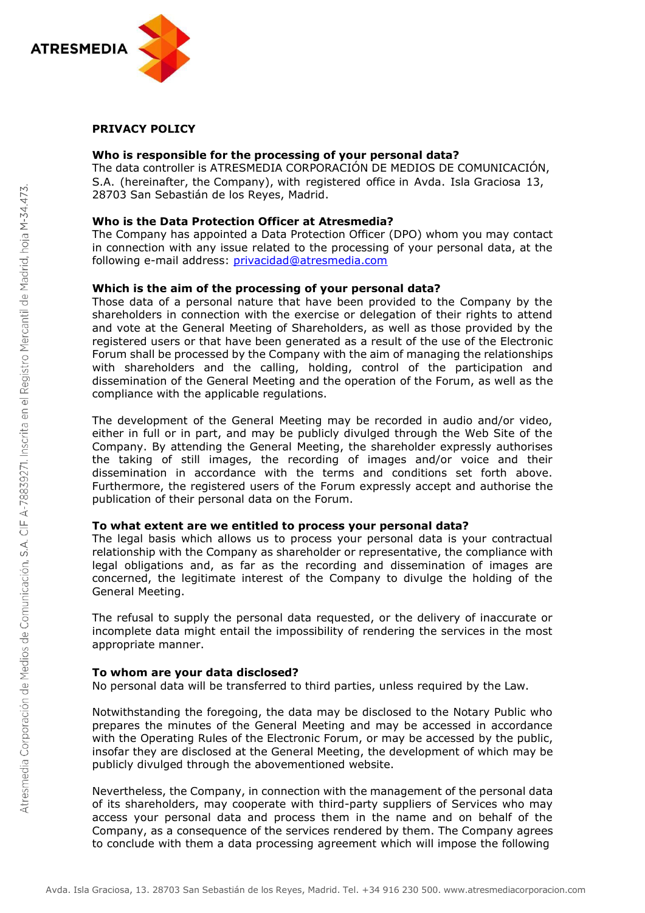# PRIVACY POLICY

**Who is responsible for the processing of your personal data?**
The data controller is ATRESMEDIA CORPORACIÓN DE MEDIOS DE COMUNICACIÓN, S.A. (hereinafter, the Company), with registered office in Avda. Isla Graciosa 13, 28703 San Sebastián de los Reyes, Madrid.

**Who is the Data Protection Officer at Atresmedia?**
The Company has appointed a Data Protection Officer (DPO) whom you may contact in connection with any issue related to the processing of your personal data, at the following e-mail address: privacidad@atresmedia.com

**Which is the aim of the processing of your personal data?**
Those data of a personal nature that have been provided to the Company by the shareholders in connection with the exercise or delegation of their rights to attend and vote at the General Meeting of Shareholders, as well as those provided by the registered users or that have been generated as a result of the use of the Electronic Forum shall be processed by the Company with the aim of managing the relationships with shareholders and the calling, holding, control of the participation and dissemination of the General Meeting and the operation of the Forum, as well as the compliance with the applicable regulations.

The development of the General Meeting may be recorded in audio and/or video, either in full or in part, and may be publicly divulged through the Web Site of the Company. By attending the General Meeting, the shareholder expressly authorises the taking of still images, the recording of images and/or voice and their dissemination in accordance with the terms and conditions set forth above. Furthermore, the registered users of the Forum expressly accept and authorise the publication of their personal data on the Forum.

**To what extent are we entitled to process your personal data?**
The legal basis which allows us to process your personal data is your contractual relationship with the Company as shareholder or representative, the compliance with legal obligations and, as far as the recording and dissemination of images are concerned, the legitimate interest of the Company to divulge the holding of the General Meeting.

The refusal to supply the personal data requested, or the delivery of inaccurate or incomplete data might entail the impossibility of rendering the services in the most appropriate manner.

**To whom are your data disclosed?**
No personal data will be transferred to third parties, unless required by the Law.

Notwithstanding the foregoing, the data may be disclosed to the Notary Public who prepares the minutes of the General Meeting and may be accessed in accordance with the Operating Rules of the Electronic Forum, or may be accessed by the public, insofar they are disclosed at the General Meeting, the development of which may be publicly divulged through the abovementioned website.

Nevertheless, the Company, in connection with the management of the personal data of its shareholders, may cooperate with third-party suppliers of Services who may access your personal data and process them in the name and on behalf of the Company, as a consequence of the services rendered by them. The Company agrees to conclude with them a data processing agreement which will impose the following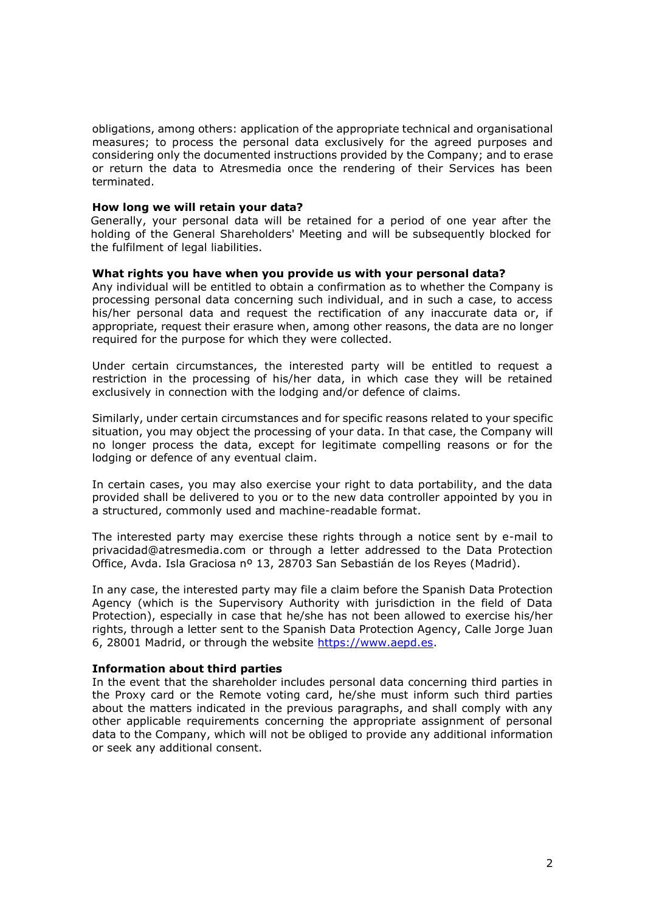obligations, among others: application of the appropriate technical and organisational measures; to process the personal data exclusively for the agreed purposes and considering only the documented instructions provided by the Company; and to erase or return the data to Atresmedia once the rendering of their Services has been terminated.

**How long we will retain your data?**

Generally, your personal data will be retained for a period of one year after the holding of the General Shareholders' Meeting and will be subsequently blocked for the fulfilment of legal liabilities.

**What rights you have when you provide us with your personal data?**

Any individual will be entitled to obtain a confirmation as to whether the Company is processing personal data concerning such individual, and in such a case, to access his/her personal data and request the rectification of any inaccurate data or, if appropriate, request their erasure when, among other reasons, the data are no longer required for the purpose for which they were collected.

Under certain circumstances, the interested party will be entitled to request a restriction in the processing of his/her data, in which case they will be retained exclusively in connection with the lodging and/or defence of claims.

Similarly, under certain circumstances and for specific reasons related to your specific situation, you may object the processing of your data. In that case, the Company will no longer process the data, except for legitimate compelling reasons or for the lodging or defence of any eventual claim.

In certain cases, you may also exercise your right to data portability, and the data provided shall be delivered to you or to the new data controller appointed by you in a structured, commonly used and machine-readable format.

The interested party may exercise these rights through a notice sent by e-mail to privacidad@atresmedia.com or through a letter addressed to the Data Protection Office, Avda. Isla Graciosa nº 13, 28703 San Sebastián de los Reyes (Madrid).

In any case, the interested party may file a claim before the Spanish Data Protection Agency (which is the Supervisory Authority with jurisdiction in the field of Data Protection), especially in case that he/she has not been allowed to exercise his/her rights, through a letter sent to the Spanish Data Protection Agency, Calle Jorge Juan 6, 28001 Madrid, or through the website https://www.aepd.es.

**Information about third parties**

In the event that the shareholder includes personal data concerning third parties in the Proxy card or the Remote voting card, he/she must inform such third parties about the matters indicated in the previous paragraphs, and shall comply with any other applicable requirements concerning the appropriate assignment of personal data to the Company, which will not be obliged to provide any additional information or seek any additional consent.